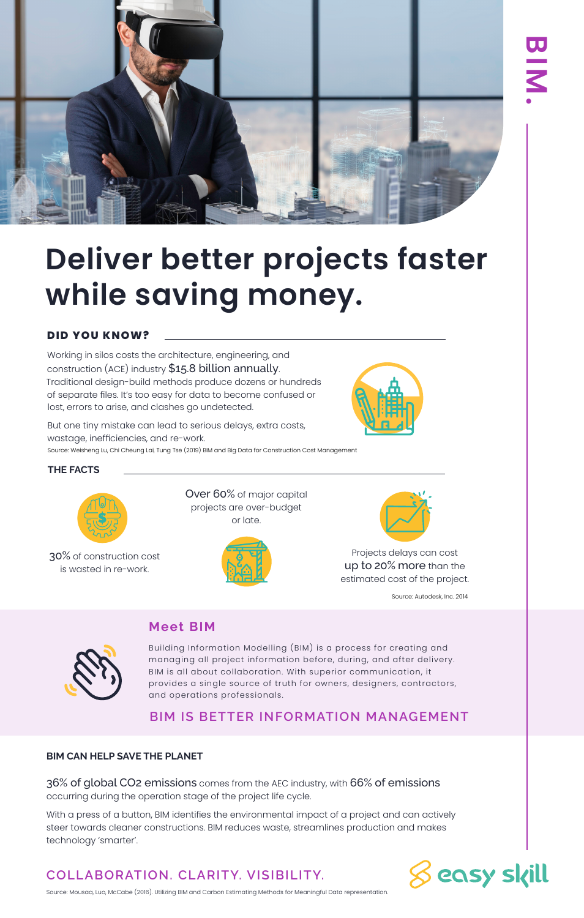BIM.

# Deliver better projects faster while saving money.

## DID YOU KNOW?

Working in silos costs the architecture, engineering, and construction (ACE) industry $15.8 billion annually. Traditional design-build methods produce dozens or hundreds of separate files. It's too easy for data to become confused or lost, errors to arise, and clashes go undetected.

But one tiny mistake can lead to serious delays, extra costs, wastage, inefficiencies, and re-work.

Source: Weisheng Lu, Chi Cheung Lai, Tung Tse (2019) BIM and Big Data for Construction Cost Management

## THE FACTS

30% of construction cost is wasted in re-work.

Over 60% of major capital projects are over-budget or late.

Projects delays can cost up to 20% more than the estimated cost of the project.

Source: Autodesk, Inc. 2014

## Meet BIM

Building Information Modelling (BIM) is a process for creating and managing all project information before, during, and after delivery. BIM is all about collaboration. With superior communication, it provides a single source of truth for owners, designers, contractors, and operations professionals.

BIM IS BETTER INFORMATION MANAGEMENT

## BIM CAN HELP SAVE THE PLANET

36% of global $CO_2$ emissions comes from the AEC industry, with 66% of emissions occurring during the operation stage of the project life cycle.

With a press of a button, BIM identifies the environmental impact of a project and can actively steer towards cleaner constructions. BIM reduces waste, streamlines production and makes technology 'smarter'.

COLLABORATION. CLARITY. VISIBILITY.

Source: Mousaa, Luo, McCabe (2016). Utilizing BIM and Carbon Estimating Methods for Meaningful Data representation.

easy skill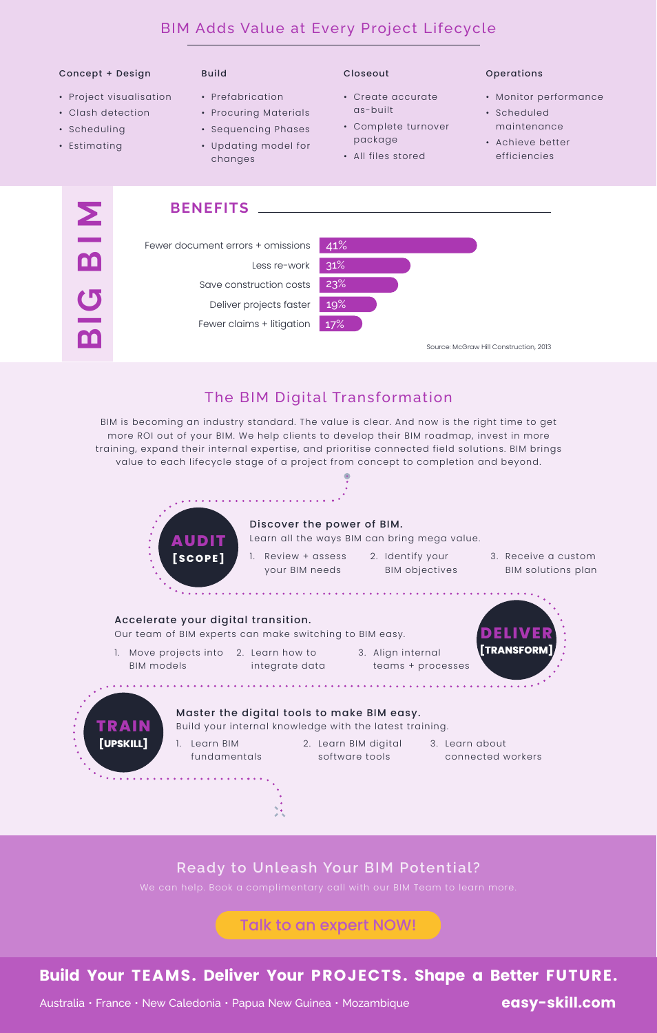# BIM Adds Value at Every Project Lifecycle

**Concept + Design**

- Project visualisation
- Clash detection
- Scheduling
- Estimating

**Build**

- Prefabrication
- Procuring Materials
- Sequencing Phases
- Updating model for changes

**Closeout**

- Create accurate as-built
- Complete turnover package
- All files stored

**Operations**

- Monitor performance
- Scheduled maintenance
- Achieve better efficiencies

## BIG BIM

## BENEFITS

Fewer document errors + omissions 41%
Less re-work 31%
Save construction costs 23%
Deliver projects faster 19%
Fewer claims + litigation 17%

Source: McGraw Hill Construction, 2013

## The BIM Digital Transformation

BIM is becoming an industry standard. The value is clear. And now is the right time to get more ROI out of your BIM. We help clients to develop their BIM roadmap, invest in more training, expand their internal expertise, and prioritise connected field solutions. BIM brings value to each lifecycle stage of a project from concept to completion and beyond.

### AUDIT [SCOPE]

**Discover the power of BIM.**
Learn all the ways BIM can bring mega value.

1. Review + assess your BIM needs
2. Identify your BIM objectives
3. Receive a custom BIM solutions plan

### DELIVER [TRANSFORM]

**Accelerate your digital transition.**
Our team of BIM experts can make switching to BIM easy.

1. Move projects into BIM models
2. Learn how to integrate data
3. Align internal teams + processes

### TRAIN [UPSKILL]

**Master the digital tools to make BIM easy.**
Build your internal knowledge with the latest training.

1. Learn BIM fundamentals
2. Learn BIM digital software tools
3. Learn about connected workers

## Ready to Unleash Your BIM Potential?

We can help. Book a complimentary call with our BIM Team to learn more.

**Talk to an expert NOW!**

**Build Your TEAMS. Deliver Your PROJECTS. Shape a Better FUTURE.**

Australia • France • New Caledonia • Papua New Guinea • Mozambique

**easy-skill.com**